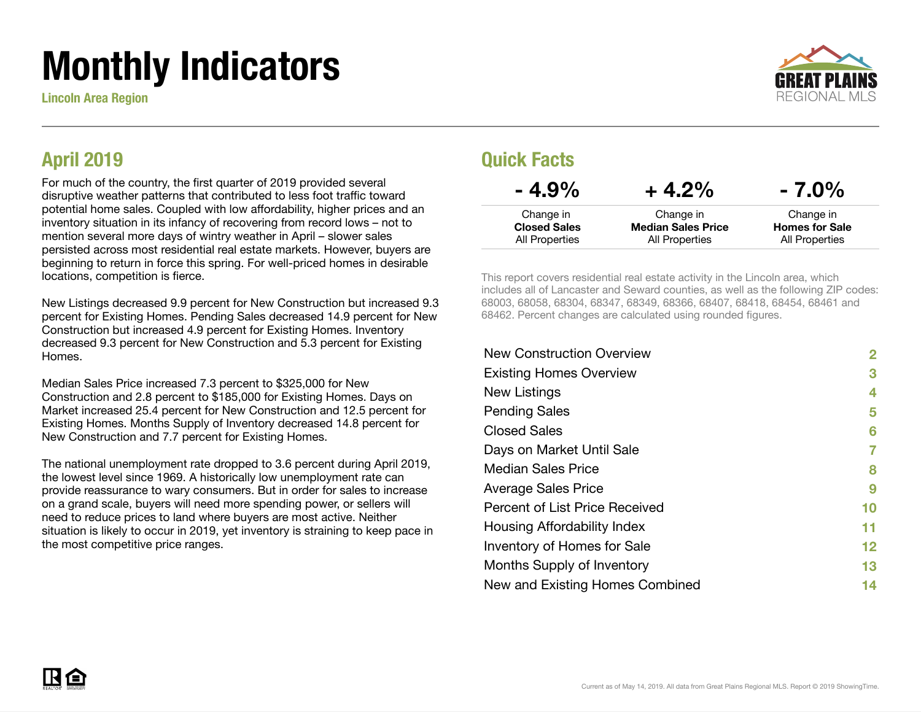# Monthly Indicators

**Lincoln Area Region**

## April 2019

For much of the country, the first quarter of 2019 provided several disruptive weather patterns that contributed to less foot traffic toward potential home sales. Coupled with low affordability, higher prices and an inventory situation in its infancy of recovering from record lows – not to mention several more days of wintry weather in April – slower sales persisted across most residential real estate markets. However, buyers are beginning to return in force this spring. For well-priced homes in desirable locations, competition is fierce.

New Listings decreased 9.9 percent for New Construction but increased 9.3 percent for Existing Homes. Pending Sales decreased 14.9 percent for New Construction but increased 4.9 percent for Existing Homes. Inventory decreased 9.3 percent for New Construction and 5.3 percent for Existing Homes.

Median Sales Price increased 7.3 percent to $325,000 for New Construction and 2.8 percent to $185,000 for Existing Homes. Days on Market increased 25.4 percent for New Construction and 12.5 percent for Existing Homes. Months Supply of Inventory decreased 14.8 percent for New Construction and 7.7 percent for Existing Homes.

The national unemployment rate dropped to 3.6 percent during April 2019, the lowest level since 1969. A historically low unemployment rate can provide reassurance to wary consumers. But in order for sales to increase on a grand scale, buyers will need more spending power, or sellers will need to reduce prices to land where buyers are most active. Neither situation is likely to occur in 2019, yet inventory is straining to keep pace in the most competitive price ranges.

## Quick Facts

| - 4.9% | + 4.2% | - 7.0% |
|---|---|---|
| Change in **Closed Sales** All Properties | Change in **Median Sales Price** All Properties | Change in **Homes for Sale** All Properties |

This report covers residential real estate activity in the Lincoln area, which includes all of Lancaster and Seward counties, as well as the following ZIP codes: 68003, 68058, 68304, 68347, 68349, 68366, 68407, 68418, 68454, 68461 and 68462. Percent changes are calculated using rounded figures.

| | |
|---|---|
| New Construction Overview | 2 |
| Existing Homes Overview | 3 |
| New Listings | 4 |
| Pending Sales | 5 |
| Closed Sales | 6 |
| Days on Market Until Sale | 7 |
| Median Sales Price | 8 |
| Average Sales Price | 9 |
| Percent of List Price Received | 10 |
| Housing Affordability Index | 11 |
| Inventory of Homes for Sale | 12 |
| Months Supply of Inventory | 13 |
| New and Existing Homes Combined | 14 |

Current as of May 14, 2019. All data from Great Plains Regional MLS. Report © 2019 ShowingTime.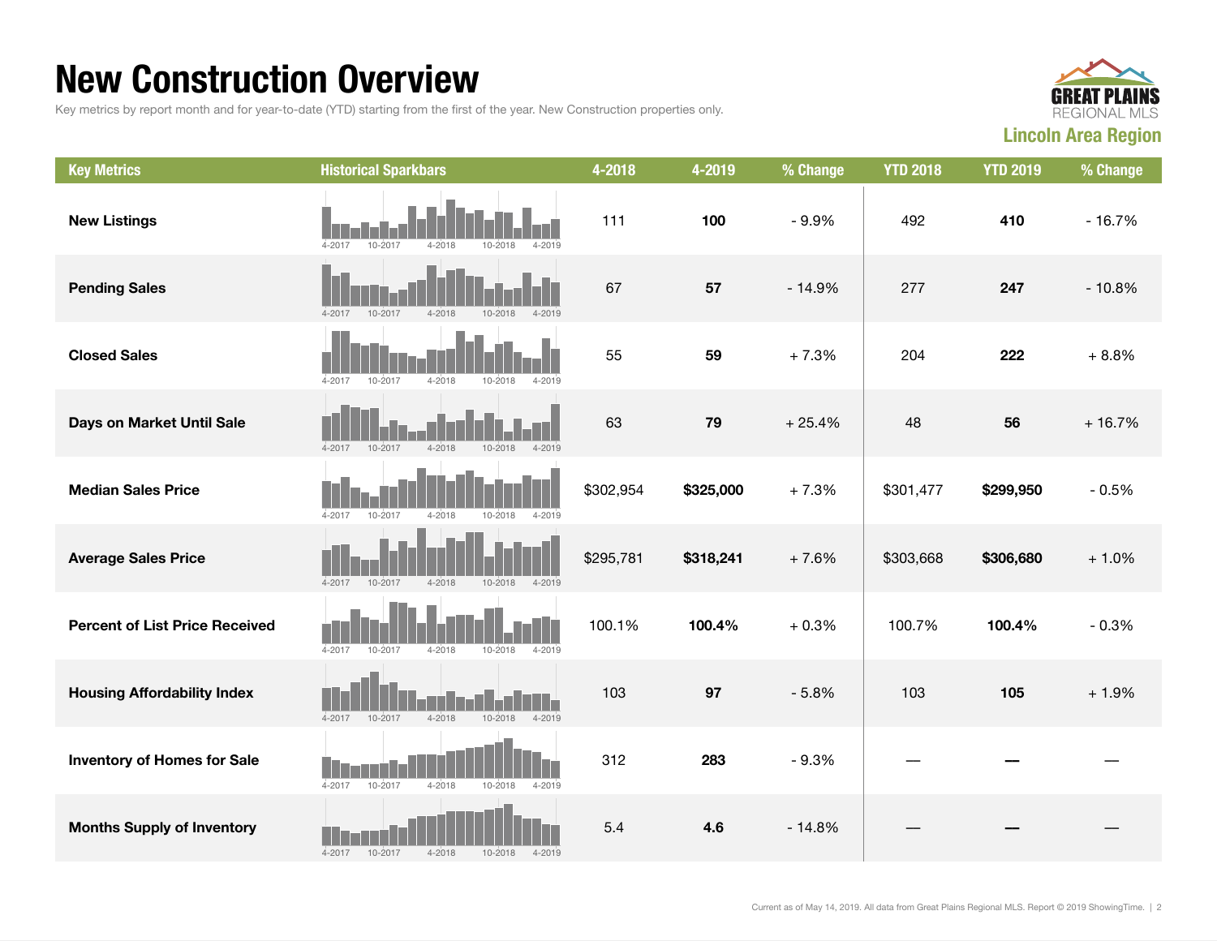# New Construction Overview

Key metrics by report month and for year-to-date (YTD) starting from the first of the year. New Construction properties only.

GREAT PLAINS REGIONAL MLS

**Lincoln Area Region**

| Key Metrics | Historical Sparkbars | 4-2018 | 4-2019 | % Change | YTD 2018 | YTD 2019 | % Change |
|---|---|---|---|---|---|---|---|
| **New Listings** | 4-2017 10-2017 4-2018 10-2018 4-2019 | 111 | **100** | - 9.9% | 492 | **410** | - 16.7% |
| **Pending Sales** | 4-2017 10-2017 4-2018 10-2018 4-2019 | 67 | **57** | - 14.9% | 277 | **247** | - 10.8% |
| **Closed Sales** | 4-2017 10-2017 4-2018 10-2018 4-2019 | 55 | **59** | + 7.3% | 204 | **222** | + 8.8% |
| **Days on Market Until Sale** | 4-2017 10-2017 4-2018 10-2018 4-2019 | 63 | **79** | + 25.4% | 48 | **56** | + 16.7% |
| **Median Sales Price** | 4-2017 10-2017 4-2018 10-2018 4-2019 | $302,954 | **$325,000** | + 7.3% | $301,477 | **$299,950** | - 0.5% |
| **Average Sales Price** | 4-2017 10-2017 4-2018 10-2018 4-2019 | $295,781 | **$318,241** | + 7.6% | $303,668 | **$306,680** | + 1.0% |
| **Percent of List Price Received** | 4-2017 10-2017 4-2018 10-2018 4-2019 | 100.1% | **100.4%** | + 0.3% | 100.7% | **100.4%** | - 0.3% |
| **Housing Affordability Index** | 4-2017 10-2017 4-2018 10-2018 4-2019 | 103 | **97** | - 5.8% | 103 | **105** | + 1.9% |
| **Inventory of Homes for Sale** | 4-2017 10-2017 4-2018 10-2018 4-2019 | 312 | **283** | - 9.3% | — | **—** | — |
| **Months Supply of Inventory** | 4-2017 10-2017 4-2018 10-2018 4-2019 | 5.4 | **4.6** | - 14.8% | — | **—** | — |

Current as of May 14, 2019. All data from Great Plains Regional MLS. Report © 2019 ShowingTime.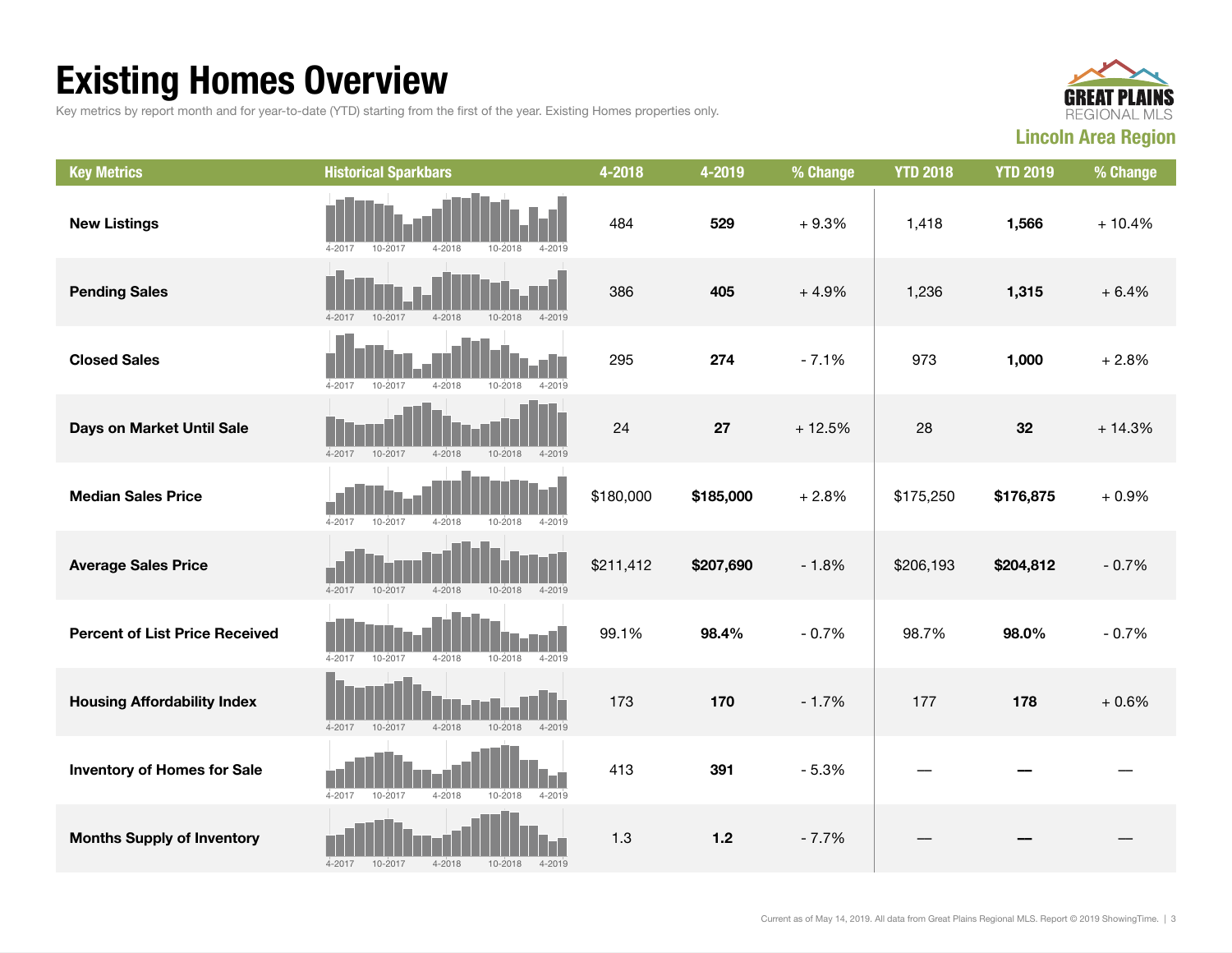# Existing Homes Overview

Key metrics by report month and for year-to-date (YTD) starting from the first of the year. Existing Homes properties only.

**Lincoln Area Region**

| Key Metrics | Historical Sparkbars | 4-2018 | 4-2019 | % Change | YTD 2018 | YTD 2019 | % Change |
|---|---|---|---|---|---|---|---|
| **New Listings** | 4-2017 10-2017 4-2018 10-2018 4-2019 | 484 | **529** | + 9.3% | 1,418 | **1,566** | + 10.4% |
| **Pending Sales** | 4-2017 10-2017 4-2018 10-2018 4-2019 | 386 | **405** | + 4.9% | 1,236 | **1,315** | + 6.4% |
| **Closed Sales** | 4-2017 10-2017 4-2018 10-2018 4-2019 | 295 | **274** | - 7.1% | 973 | **1,000** | + 2.8% |
| **Days on Market Until Sale** | 4-2017 10-2017 4-2018 10-2018 4-2019 | 24 | **27** | + 12.5% | 28 | **32** | + 14.3% |
| **Median Sales Price** | 4-2017 10-2017 4-2018 10-2018 4-2019 | $180,000 | **$185,000** | + 2.8% | $175,250 | **$176,875** | + 0.9% |
| **Average Sales Price** | 4-2017 10-2017 4-2018 10-2018 4-2019 | $211,412 | **$207,690** | - 1.8% | $206,193 | **$204,812** | - 0.7% |
| **Percent of List Price Received** | 4-2017 10-2017 4-2018 10-2018 4-2019 | 99.1% | **98.4%** | - 0.7% | 98.7% | **98.0%** | - 0.7% |
| **Housing Affordability Index** | 4-2017 10-2017 4-2018 10-2018 4-2019 | 173 | **170** | - 1.7% | 177 | **178** | + 0.6% |
| **Inventory of Homes for Sale** | 4-2017 10-2017 4-2018 10-2018 4-2019 | 413 | **391** | - 5.3% | — | **—** | — |
| **Months Supply of Inventory** | 4-2017 10-2017 4-2018 10-2018 4-2019 | 1.3 | **1.2** | - 7.7% | — | **—** | — |

Current as of May 14, 2019. All data from Great Plains Regional MLS. Report © 2019 ShowingTime.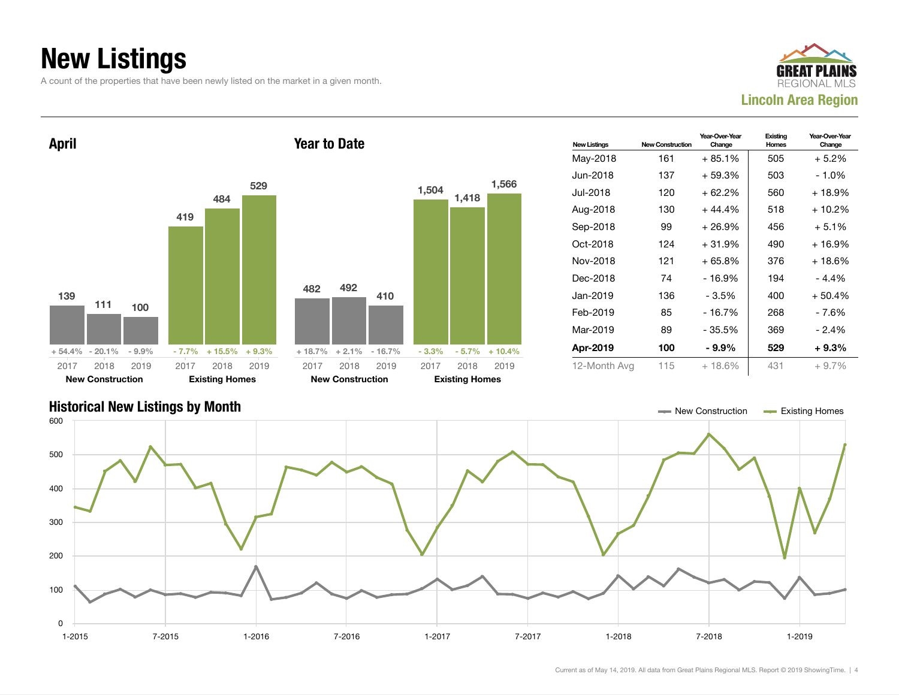# New Listings

A count of the properties that have been newly listed on the market in a given month.

**Lincoln Area Region**

## April

| | 2017 | 2018 | 2019 |
|---|---|---|---|
| New Construction | 139 | 111 | 100 |
| Change | + 54.4% | - 20.1% | - 9.9% |
| Existing Homes | 419 | 484 | 529 |
| Change | - 7.7% | + 15.5% | + 9.3% |

## Year to Date

| | 2017 | 2018 | 2019 |
|---|---|---|---|
| New Construction | 482 | 492 | 410 |
| Change | + 18.7% | + 2.1% | - 16.7% |
| Existing Homes | 1,504 | 1,418 | 1,566 |
| Change | - 3.3% | - 5.7% | + 10.4% |

| New Listings | New Construction | Year-Over-Year Change | Existing Homes | Year-Over-Year Change |
|---|---|---|---|---|
| May-2018 | 161 | + 85.1% | 505 | + 5.2% |
| Jun-2018 | 137 | + 59.3% | 503 | - 1.0% |
| Jul-2018 | 120 | + 62.2% | 560 | + 18.9% |
| Aug-2018 | 130 | + 44.4% | 518 | + 10.2% |
| Sep-2018 | 99 | + 26.9% | 456 | + 5.1% |
| Oct-2018 | 124 | + 31.9% | 490 | + 16.9% |
| Nov-2018 | 121 | + 65.8% | 376 | + 18.6% |
| Dec-2018 | 74 | - 16.9% | 194 | - 4.4% |
| Jan-2019 | 136 | - 3.5% | 400 | + 50.4% |
| Feb-2019 | 85 | - 16.7% | 268 | - 7.6% |
| Mar-2019 | 89 | - 35.5% | 369 | - 2.4% |
| **Apr-2019** | **100** | **- 9.9%** | **529** | **+ 9.3%** |
| 12-Month Avg | 115 | + 18.6% | 431 | + 9.7% |

## Historical New Listings by Month

New Construction / Existing Homes

Current as of May 14, 2019. All data from Great Plains Regional MLS. Report © 2019 ShowingTime.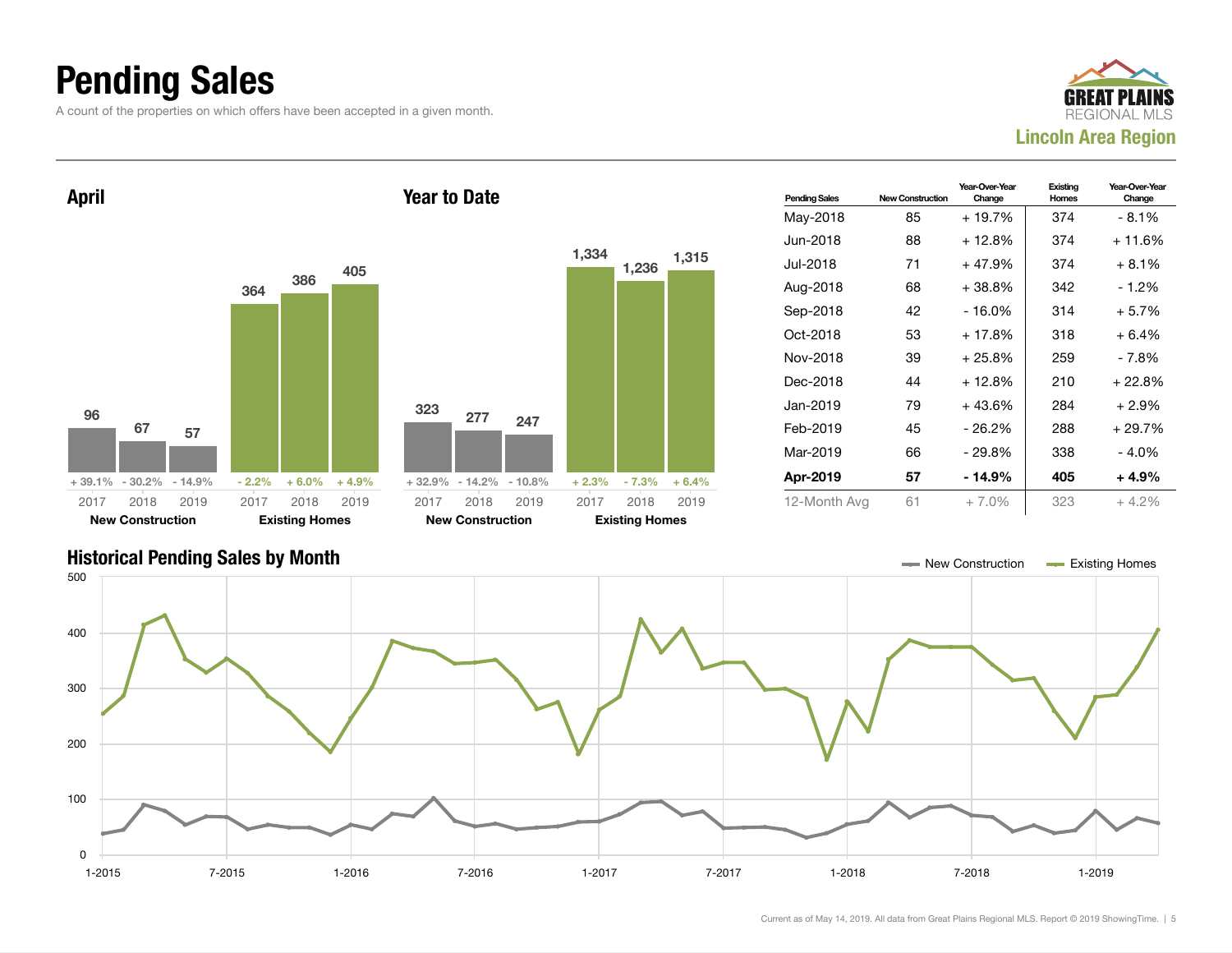# Pending Sales

A count of the properties on which offers have been accepted in a given month.

**GREAT PLAINS REGIONAL MLS**
**Lincoln Area Region**

## April

| | 2017 | 2018 | 2019 |
|---|---|---|---|
| New Construction | 96 | 67 | 57 |
| Change | + 39.1% | - 30.2% | - 14.9% |
| Existing Homes | 364 | 386 | 405 |
| Change | - 2.2% | + 6.0% | + 4.9% |

## Year to Date

| | 2017 | 2018 | 2019 |
|---|---|---|---|
| New Construction | 323 | 277 | 247 |
| Change | + 32.9% | - 14.2% | - 10.8% |
| Existing Homes | 1,334 | 1,236 | 1,315 |
| Change | + 2.3% | - 7.3% | + 6.4% |

| Pending Sales | New Construction | Year-Over-Year Change | Existing Homes | Year-Over-Year Change |
|---|---|---|---|---|
| May-2018 | 85 | + 19.7% | 374 | - 8.1% |
| Jun-2018 | 88 | + 12.8% | 374 | + 11.6% |
| Jul-2018 | 71 | + 47.9% | 374 | + 8.1% |
| Aug-2018 | 68 | + 38.8% | 342 | - 1.2% |
| Sep-2018 | 42 | - 16.0% | 314 | + 5.7% |
| Oct-2018 | 53 | + 17.8% | 318 | + 6.4% |
| Nov-2018 | 39 | + 25.8% | 259 | - 7.8% |
| Dec-2018 | 44 | + 12.8% | 210 | + 22.8% |
| Jan-2019 | 79 | + 43.6% | 284 | + 2.9% |
| Feb-2019 | 45 | - 26.2% | 288 | + 29.7% |
| Mar-2019 | 66 | - 29.8% | 338 | - 4.0% |
| **Apr-2019** | **57** | **- 14.9%** | **405** | **+ 4.9%** |
| 12-Month Avg | 61 | + 7.0% | 323 | + 4.2% |

## Historical Pending Sales by Month

New Construction — Existing Homes

Current as of May 14, 2019. All data from Great Plains Regional MLS. Report © 2019 ShowingTime.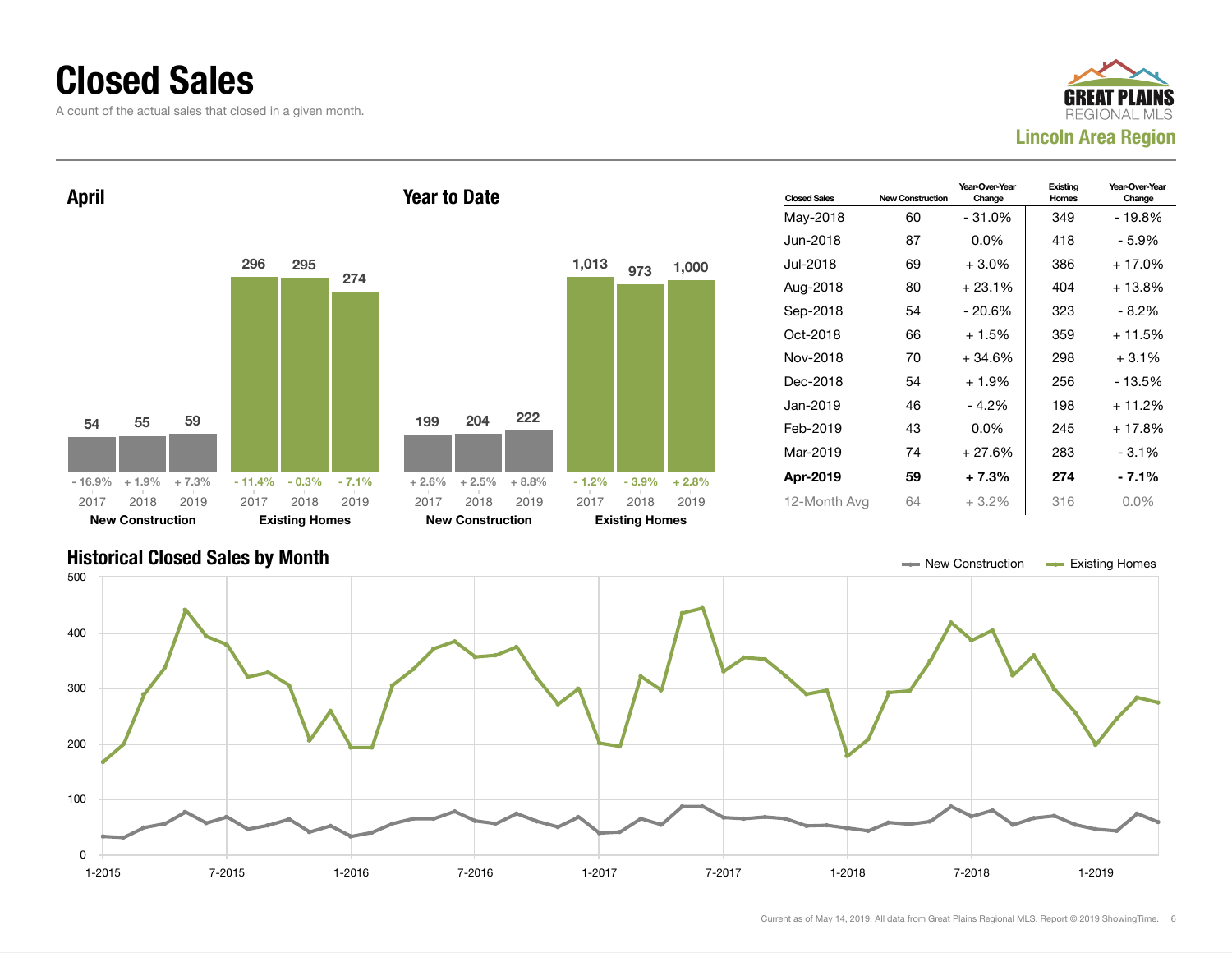# Closed Sales

A count of the actual sales that closed in a given month.

GREAT PLAINS REGIONAL MLS
**Lincoln Area Region**

## April

| | 2017 | 2018 | 2019 |
|---|---|---|---|
| New Construction | 54 | 55 | 59 |
| Change | - 16.9% | + 1.9% | + 7.3% |
| Existing Homes | 296 | 295 | 274 |
| Change | - 11.4% | - 0.3% | - 7.1% |

## Year to Date

| | 2017 | 2018 | 2019 |
|---|---|---|---|
| New Construction | 199 | 204 | 222 |
| Change | + 2.6% | + 2.5% | + 8.8% |
| Existing Homes | 1,013 | 973 | 1,000 |
| Change | - 1.2% | - 3.9% | + 2.8% |

| Closed Sales | New Construction | Year-Over-Year Change | Existing Homes | Year-Over-Year Change |
|---|---|---|---|---|
| May-2018 | 60 | - 31.0% | 349 | - 19.8% |
| Jun-2018 | 87 | 0.0% | 418 | - 5.9% |
| Jul-2018 | 69 | + 3.0% | 386 | + 17.0% |
| Aug-2018 | 80 | + 23.1% | 404 | + 13.8% |
| Sep-2018 | 54 | - 20.6% | 323 | - 8.2% |
| Oct-2018 | 66 | + 1.5% | 359 | + 11.5% |
| Nov-2018 | 70 | + 34.6% | 298 | + 3.1% |
| Dec-2018 | 54 | + 1.9% | 256 | - 13.5% |
| Jan-2019 | 46 | - 4.2% | 198 | + 11.2% |
| Feb-2019 | 43 | 0.0% | 245 | + 17.8% |
| Mar-2019 | 74 | + 27.6% | 283 | - 3.1% |
| **Apr-2019** | **59** | **+ 7.3%** | **274** | **- 7.1%** |
| 12-Month Avg | 64 | + 3.2% | 316 | 0.0% |

## Historical Closed Sales by Month

New Construction — Existing Homes

Current as of May 14, 2019. All data from Great Plains Regional MLS. Report © 2019 ShowingTime.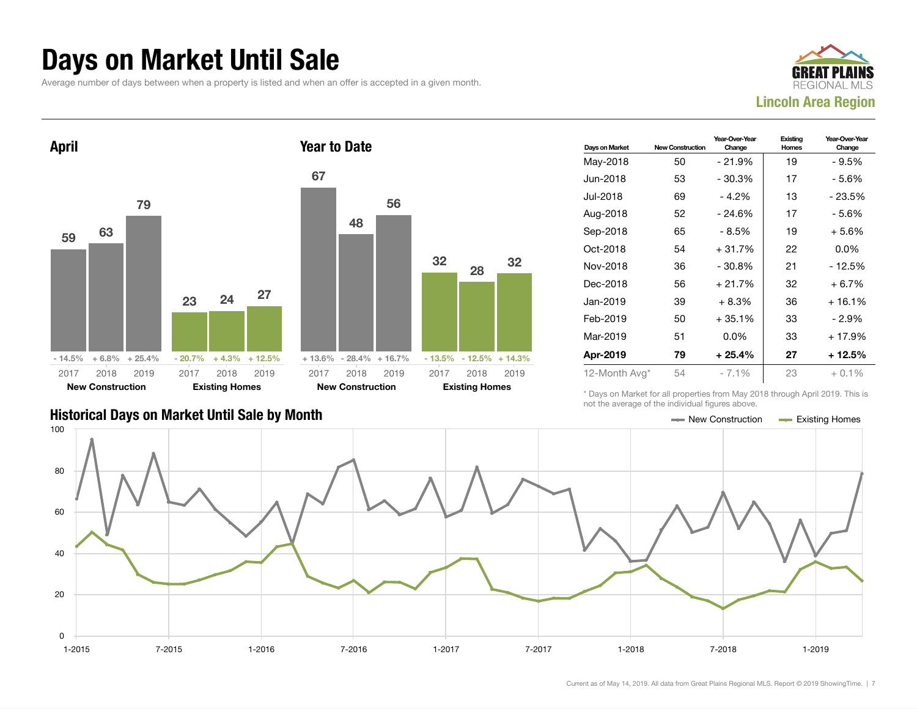# Days on Market Until Sale

Average number of days between when a property is listed and when an offer is accepted in a given month.

**GREAT PLAINS REGIONAL MLS**

**Lincoln Area Region**

## April

| | 2017 | 2018 | 2019 |
|---|---|---|---|
| New Construction | 59 | 63 | 79 |
| Change | - 14.5% | + 6.8% | + 25.4% |
| Existing Homes | 23 | 24 | 27 |
| Change | - 20.7% | + 4.3% | + 12.5% |

## Year to Date

| | 2017 | 2018 | 2019 |
|---|---|---|---|
| New Construction | 67 | 48 | 56 |
| Change | + 13.6% | - 28.4% | + 16.7% |
| Existing Homes | 32 | 28 | 32 |
| Change | - 13.5% | - 12.5% | + 14.3% |

| Days on Market | New Construction | Year-Over-Year Change | Existing Homes | Year-Over-Year Change |
|---|---|---|---|---|
| May-2018 | 50 | - 21.9% | 19 | - 9.5% |
| Jun-2018 | 53 | - 30.3% | 17 | - 5.6% |
| Jul-2018 | 69 | - 4.2% | 13 | - 23.5% |
| Aug-2018 | 52 | - 24.6% | 17 | - 5.6% |
| Sep-2018 | 65 | - 8.5% | 19 | + 5.6% |
| Oct-2018 | 54 | + 31.7% | 22 | 0.0% |
| Nov-2018 | 36 | - 30.8% | 21 | - 12.5% |
| Dec-2018 | 56 | + 21.7% | 32 | + 6.7% |
| Jan-2019 | 39 | + 8.3% | 36 | + 16.1% |
| Feb-2019 | 50 | + 35.1% | 33 | - 2.9% |
| Mar-2019 | 51 | 0.0% | 33 | + 17.9% |
| **Apr-2019** | **79** | **+ 25.4%** | **27** | **+ 12.5%** |
| 12-Month Avg* | 54 | - 7.1% | 23 | + 0.1% |

\* Days on Market for all properties from May 2018 through April 2019. This is not the average of the individual figures above.

## Historical Days on Market Until Sale by Month

Current as of May 14, 2019. All data from Great Plains Regional MLS. Report © 2019 ShowingTime.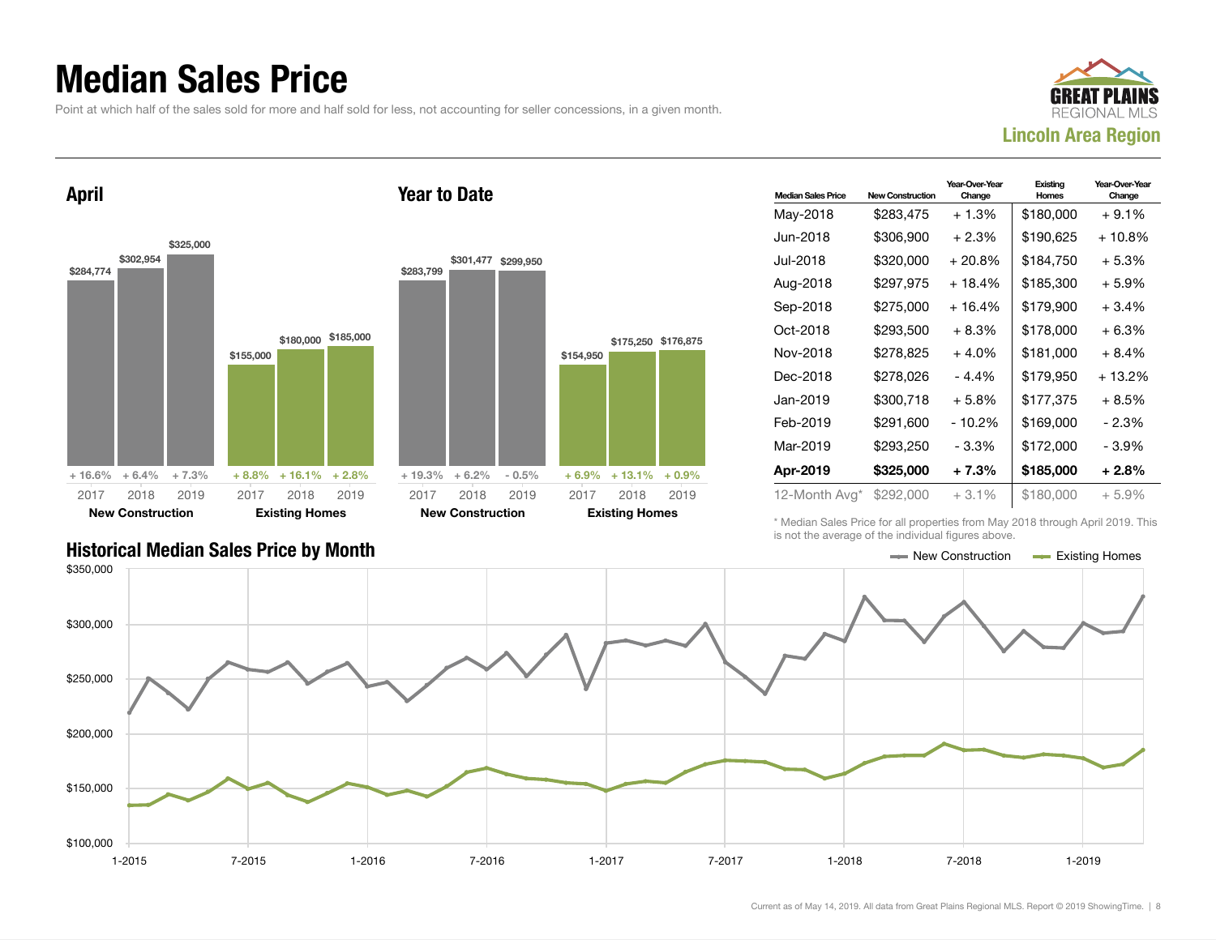# Median Sales Price

Point at which half of the sales sold for more and half sold for less, not accounting for seller concessions, in a given month.

**GREAT PLAINS REGIONAL MLS**

**Lincoln Area Region**

## April

| | 2017 | 2018 | 2019 |
|---|---|---|---|
| **New Construction** | $284,774 (+ 16.6%) | $302,954 (+ 6.4%) | $325,000 (+ 7.3%) |
| **Existing Homes** | $155,000 (+ 8.8%) | $180,000 (+ 16.1%) | $185,000 (+ 2.8%) |

## Year to Date

| | 2017 | 2018 | 2019 |
|---|---|---|---|
| **New Construction** | $283,799 (+ 19.3%) | $301,477 (+ 6.2%) | $299,950 (- 0.5%) |
| **Existing Homes** | $154,950 (+ 6.9%) | $175,250 (+ 13.1%) | $176,875 (+ 0.9%) |

| Median Sales Price | New Construction | Year-Over-Year Change | Existing Homes | Year-Over-Year Change |
|---|---|---|---|---|
| May-2018 | $283,475 | + 1.3% | $180,000 | + 9.1% |
| Jun-2018 | $306,900 | + 2.3% | $190,625 | + 10.8% |
| Jul-2018 | $320,000 | + 20.8% | $184,750 | + 5.3% |
| Aug-2018 | $297,975 | + 18.4% | $185,300 | + 5.9% |
| Sep-2018 | $275,000 | + 16.4% | $179,900 | + 3.4% |
| Oct-2018 | $293,500 | + 8.3% | $178,000 | + 6.3% |
| Nov-2018 | $278,825 | + 4.0% | $181,000 | + 8.4% |
| Dec-2018 | $278,026 | - 4.4% | $179,950 | + 13.2% |
| Jan-2019 | $300,718 | + 5.8% | $177,375 | + 8.5% |
| Feb-2019 | $291,600 | - 10.2% | $169,000 | - 2.3% |
| Mar-2019 | $293,250 | - 3.3% | $172,000 | - 3.9% |
| **Apr-2019** | **$325,000** | **+ 7.3%** | **$185,000** | **+ 2.8%** |
| 12-Month Avg* | $292,000 | + 3.1% | $180,000 | + 5.9% |

\* Median Sales Price for all properties from May 2018 through April 2019. This is not the average of the individual figures above.

## Historical Median Sales Price by Month

New Construction — Existing Homes

Current as of May 14, 2019. All data from Great Plains Regional MLS. Report © 2019 ShowingTime.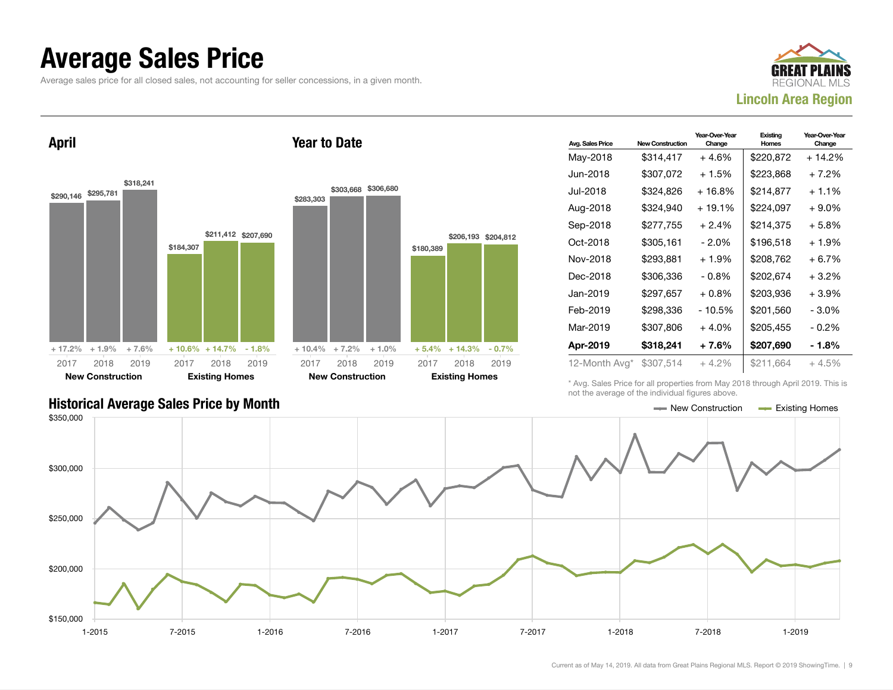# Average Sales Price

Average sales price for all closed sales, not accounting for seller concessions, in a given month.

**GREAT PLAINS REGIONAL MLS**
**Lincoln Area Region**

## April

| | 2017 | 2018 | 2019 |
|---|---|---|---|
| **New Construction** | $290,146 | $295,781 | $318,241 |
| Change | + 17.2% | + 1.9% | + 7.6% |
| **Existing Homes** | $184,307 | $211,412 | $207,690 |
| Change | + 10.6% | + 14.7% | - 1.8% |

## Year to Date

| | 2017 | 2018 | 2019 |
|---|---|---|---|
| **New Construction** | $283,303 | $303,668 | $306,680 |
| Change | + 10.4% | + 7.2% | + 1.0% |
| **Existing Homes** | $180,389 | $206,193 | $204,812 |
| Change | + 5.4% | + 14.3% | - 0.7% |

| Avg. Sales Price | New Construction | Year-Over-Year Change | Existing Homes | Year-Over-Year Change |
|---|---|---|---|---|
| May-2018 | $314,417 | + 4.6% | $220,872 | + 14.2% |
| Jun-2018 | $307,072 | + 1.5% | $223,868 | + 7.2% |
| Jul-2018 | $324,826 | + 16.8% | $214,877 | + 1.1% |
| Aug-2018 | $324,940 | + 19.1% | $224,097 | + 9.0% |
| Sep-2018 | $277,755 | + 2.4% | $214,375 | + 5.8% |
| Oct-2018 | $305,161 | - 2.0% | $196,518 | + 1.9% |
| Nov-2018 | $293,881 | + 1.9% | $208,762 | + 6.7% |
| Dec-2018 | $306,336 | - 0.8% | $202,674 | + 3.2% |
| Jan-2019 | $297,657 | + 0.8% | $203,936 | + 3.9% |
| Feb-2019 | $298,336 | - 10.5% | $201,560 | - 3.0% |
| Mar-2019 | $307,806 | + 4.0% | $205,455 | - 0.2% |
| **Apr-2019** | **$318,241** | **+ 7.6%** | **$207,690** | **- 1.8%** |
| 12-Month Avg* | $307,514 | + 4.2% | $211,664 | + 4.5% |

\* Avg. Sales Price for all properties from May 2018 through April 2019. This is not the average of the individual figures above.

## Historical Average Sales Price by Month

New Construction — Existing Homes

Current as of May 14, 2019. All data from Great Plains Regional MLS. Report © 2019 ShowingTime.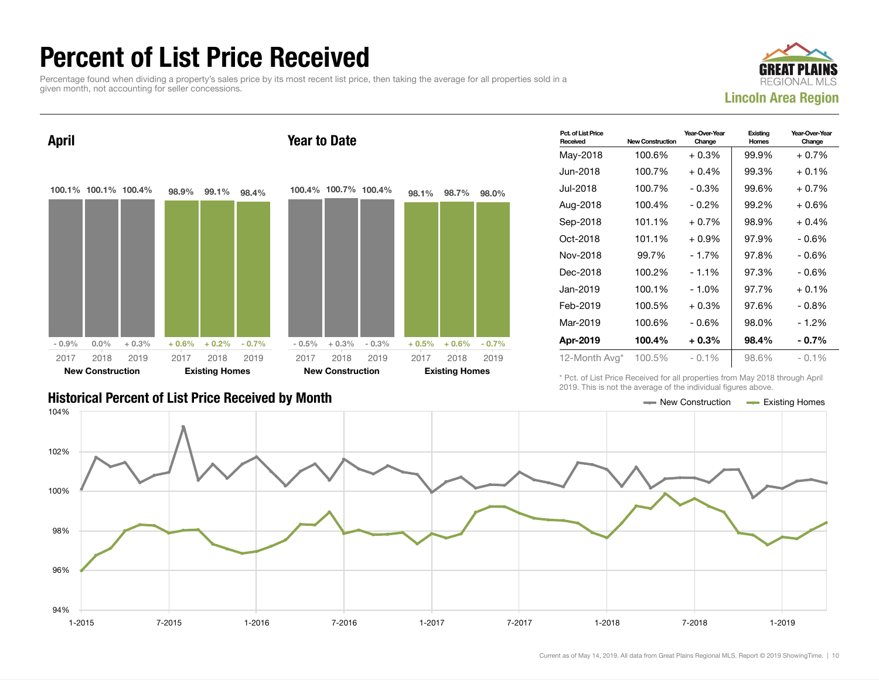# Percent of List Price Received

Percentage found when dividing a property's sales price by its most recent list price, then taking the average for all properties sold in a given month, not accounting for seller concessions.

**GREAT PLAINS REGIONAL MLS**
**Lincoln Area Region**

## April

| | 2017 | 2018 | 2019 |
|---|---|---|---|
| New Construction | 100.1% | 100.1% | 100.4% |
| Year-Over-Year Change | - 0.9% | 0.0% | + 0.3% |
| Existing Homes | 98.9% | 99.1% | 98.4% |
| Year-Over-Year Change | + 0.6% | + 0.2% | - 0.7% |

## Year to Date

| | 2017 | 2018 | 2019 |
|---|---|---|---|
| New Construction | 100.4% | 100.7% | 100.4% |
| Year-Over-Year Change | - 0.5% | + 0.3% | - 0.3% |
| Existing Homes | 98.1% | 98.7% | 98.0% |
| Year-Over-Year Change | + 0.5% | + 0.6% | - 0.7% |

| Pct. of List Price Received | New Construction | Year-Over-Year Change | Existing Homes | Year-Over-Year Change |
|---|---|---|---|---|
| May-2018 | 100.6% | + 0.3% | 99.9% | + 0.7% |
| Jun-2018 | 100.7% | + 0.4% | 99.3% | + 0.1% |
| Jul-2018 | 100.7% | - 0.3% | 99.6% | + 0.7% |
| Aug-2018 | 100.4% | - 0.2% | 99.2% | + 0.6% |
| Sep-2018 | 101.1% | + 0.7% | 98.9% | + 0.4% |
| Oct-2018 | 101.1% | + 0.9% | 97.9% | - 0.6% |
| Nov-2018 | 99.7% | - 1.7% | 97.8% | - 0.6% |
| Dec-2018 | 100.2% | - 1.1% | 97.3% | - 0.6% |
| Jan-2019 | 100.1% | - 1.0% | 97.7% | + 0.1% |
| Feb-2019 | 100.5% | + 0.3% | 97.6% | - 0.8% |
| Mar-2019 | 100.6% | - 0.6% | 98.0% | - 1.2% |
| **Apr-2019** | **100.4%** | **+ 0.3%** | **98.4%** | **- 0.7%** |
| 12-Month Avg* | 100.5% | - 0.1% | 98.6% | - 0.1% |

\* Pct. of List Price Received for all properties from May 2018 through April 2019. This is not the average of the individual figures above.

## Historical Percent of List Price Received by Month

New Construction — Existing Homes

Current as of May 14, 2019. All data from Great Plains Regional MLS. Report © 2019 ShowingTime.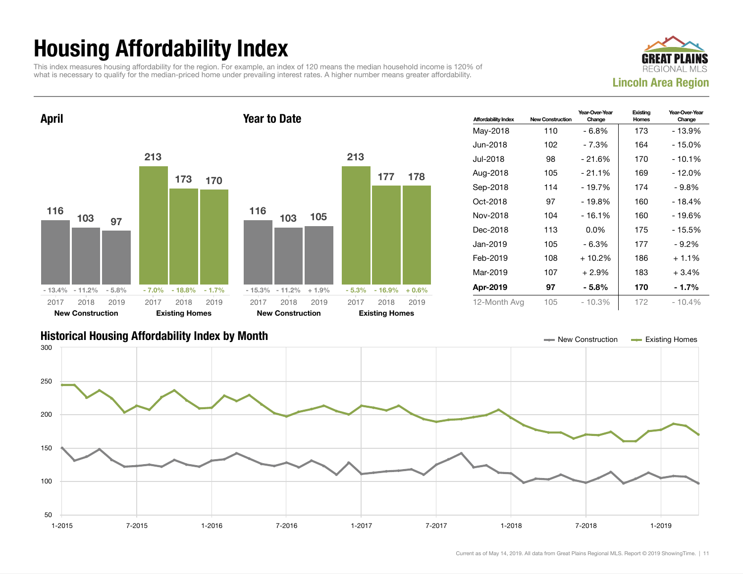# Housing Affordability Index

This index measures housing affordability for the region. For example, an index of 120 means the median household income is 120% of what is necessary to qualify for the median-priced home under prevailing interest rates. A higher number means greater affordability.

**GREAT PLAINS REGIONAL MLS**

**Lincoln Area Region**

## April

| | 2017 | 2018 | 2019 |
|---|---|---|---|
| **New Construction** | 116 | 103 | 97 |
| Change | - 13.4% | - 11.2% | - 5.8% |
| **Existing Homes** | 213 | 173 | 170 |
| Change | - 7.0% | - 18.8% | - 1.7% |

## Year to Date

| | 2017 | 2018 | 2019 |
|---|---|---|---|
| **New Construction** | 116 | 103 | 105 |
| Change | - 15.3% | - 11.2% | + 1.9% |
| **Existing Homes** | 213 | 177 | 178 |
| Change | - 5.3% | - 16.9% | + 0.6% |

| Affordability Index | New Construction | Year-Over-Year Change | Existing Homes | Year-Over-Year Change |
|---|---|---|---|---|
| May-2018 | 110 | - 6.8% | 173 | - 13.9% |
| Jun-2018 | 102 | - 7.3% | 164 | - 15.0% |
| Jul-2018 | 98 | - 21.6% | 170 | - 10.1% |
| Aug-2018 | 105 | - 21.1% | 169 | - 12.0% |
| Sep-2018 | 114 | - 19.7% | 174 | - 9.8% |
| Oct-2018 | 97 | - 19.8% | 160 | - 18.4% |
| Nov-2018 | 104 | - 16.1% | 160 | - 19.6% |
| Dec-2018 | 113 | 0.0% | 175 | - 15.5% |
| Jan-2019 | 105 | - 6.3% | 177 | - 9.2% |
| Feb-2019 | 108 | + 10.2% | 186 | + 1.1% |
| Mar-2019 | 107 | + 2.9% | 183 | + 3.4% |
| **Apr-2019** | **97** | **- 5.8%** | **170** | **- 1.7%** |
| 12-Month Avg | 105 | - 10.3% | 172 | - 10.4% |

## Historical Housing Affordability Index by Month

New Construction — Existing Homes

Current as of May 14, 2019. All data from Great Plains Regional MLS. Report © 2019 ShowingTime.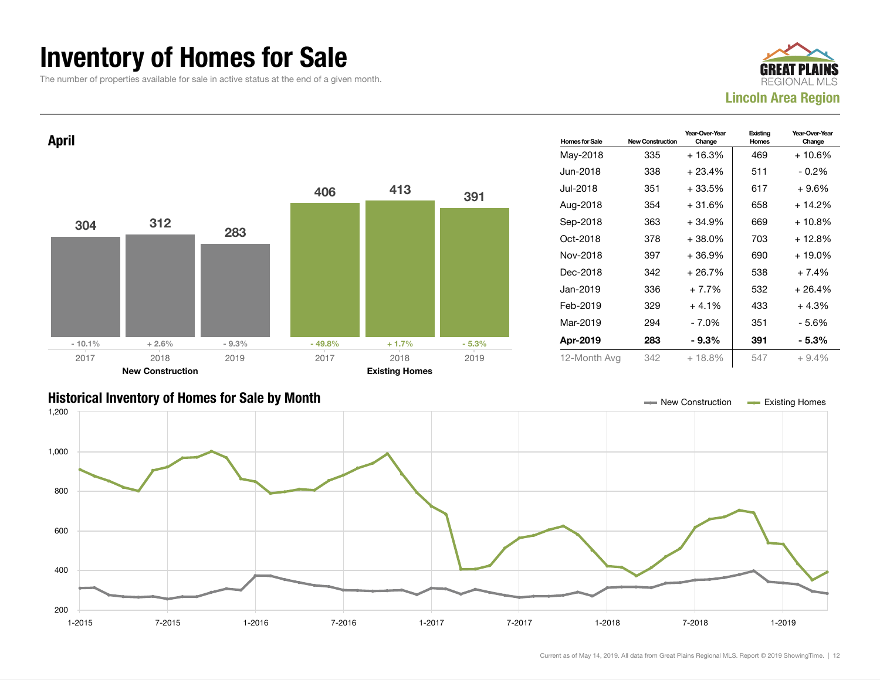# Inventory of Homes for Sale

The number of properties available for sale in active status at the end of a given month.

GREAT PLAINS REGIONAL MLS

**Lincoln Area Region**

## April

| | 2017 | 2018 | 2019 |
|---|---|---|---|
| New Construction | 304 | 312 | 283 |
| Change | - 10.1% | + 2.6% | - 9.3% |
| Existing Homes | 406 | 413 | 391 |
| Change | - 49.8% | + 1.7% | - 5.3% |

| Homes for Sale | New Construction | Year-Over-Year Change | Existing Homes | Year-Over-Year Change |
|---|---|---|---|---|
| May-2018 | 335 | + 16.3% | 469 | + 10.6% |
| Jun-2018 | 338 | + 23.4% | 511 | - 0.2% |
| Jul-2018 | 351 | + 33.5% | 617 | + 9.6% |
| Aug-2018 | 354 | + 31.6% | 658 | + 14.2% |
| Sep-2018 | 363 | + 34.9% | 669 | + 10.8% |
| Oct-2018 | 378 | + 38.0% | 703 | + 12.8% |
| Nov-2018 | 397 | + 36.9% | 690 | + 19.0% |
| Dec-2018 | 342 | + 26.7% | 538 | + 7.4% |
| Jan-2019 | 336 | + 7.7% | 532 | + 26.4% |
| Feb-2019 | 329 | + 4.1% | 433 | + 4.3% |
| Mar-2019 | 294 | - 7.0% | 351 | - 5.6% |
| **Apr-2019** | **283** | **- 9.3%** | **391** | **- 5.3%** |
| 12-Month Avg | 342 | + 18.8% | 547 | + 9.4% |

## Historical Inventory of Homes for Sale by Month

New Construction — Existing Homes

Current as of May 14, 2019. All data from Great Plains Regional MLS. Report © 2019 ShowingTime.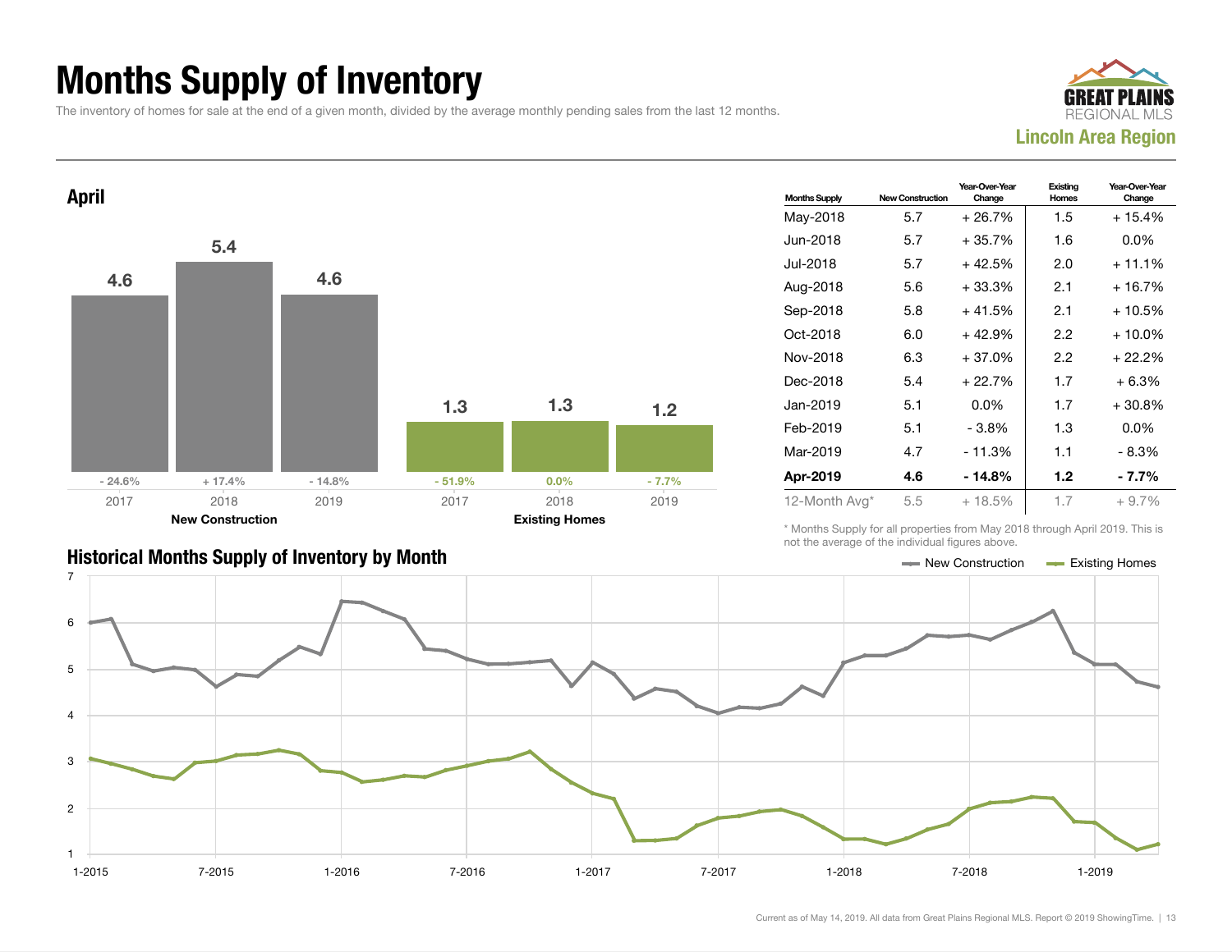# Months Supply of Inventory

The inventory of homes for sale at the end of a given month, divided by the average monthly pending sales from the last 12 months.

**Lincoln Area Region**

## April

| | New Construction | | | Existing Homes | | |
|---|---|---|---|---|---|---|
| | 2017 | 2018 | 2019 | 2017 | 2018 | 2019 |
| Months Supply | 4.6 | 5.4 | 4.6 | 1.3 | 1.3 | 1.2 |
| Change | - 24.6% | + 17.4% | - 14.8% | - 51.9% | 0.0% | - 7.7% |

| Months Supply | New Construction | Year-Over-Year Change | Existing Homes | Year-Over-Year Change |
|---|---|---|---|---|
| May-2018 | 5.7 | + 26.7% | 1.5 | + 15.4% |
| Jun-2018 | 5.7 | + 35.7% | 1.6 | 0.0% |
| Jul-2018 | 5.7 | + 42.5% | 2.0 | + 11.1% |
| Aug-2018 | 5.6 | + 33.3% | 2.1 | + 16.7% |
| Sep-2018 | 5.8 | + 41.5% | 2.1 | + 10.5% |
| Oct-2018 | 6.0 | + 42.9% | 2.2 | + 10.0% |
| Nov-2018 | 6.3 | + 37.0% | 2.2 | + 22.2% |
| Dec-2018 | 5.4 | + 22.7% | 1.7 | + 6.3% |
| Jan-2019 | 5.1 | 0.0% | 1.7 | + 30.8% |
| Feb-2019 | 5.1 | - 3.8% | 1.3 | 0.0% |
| Mar-2019 | 4.7 | - 11.3% | 1.1 | - 8.3% |
| **Apr-2019** | **4.6** | **- 14.8%** | **1.2** | **- 7.7%** |
| 12-Month Avg* | 5.5 | + 18.5% | 1.7 | + 9.7% |

\* Months Supply for all properties from May 2018 through April 2019. This is not the average of the individual figures above.

## Historical Months Supply of Inventory by Month

New Construction | Existing Homes

Current as of May 14, 2019. All data from Great Plains Regional MLS. Report © 2019 ShowingTime.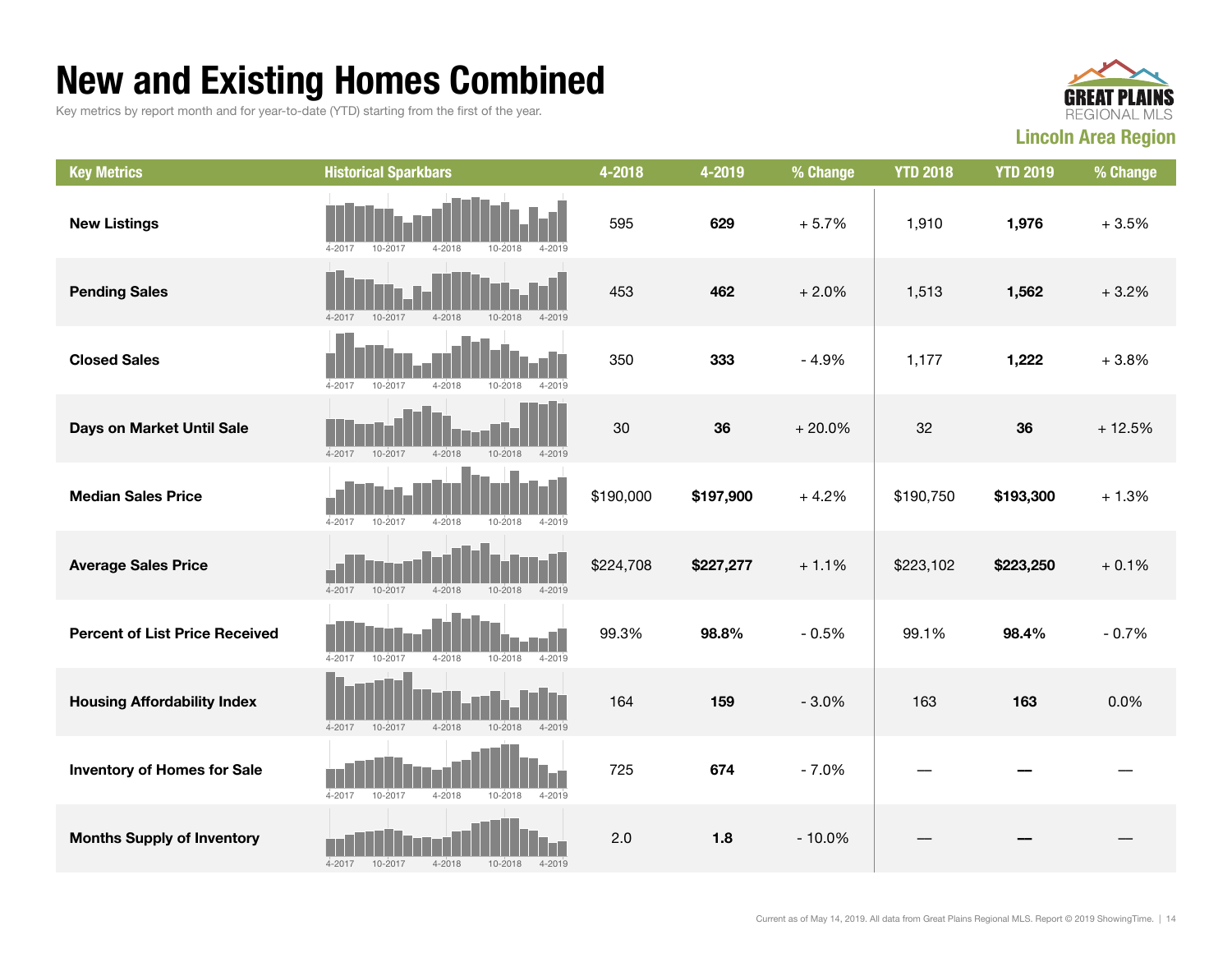# New and Existing Homes Combined

Key metrics by report month and for year-to-date (YTD) starting from the first of the year.

GREAT PLAINS REGIONAL MLS

**Lincoln Area Region**

| Key Metrics | Historical Sparkbars | 4-2018 | 4-2019 | % Change | YTD 2018 | YTD 2019 | % Change |
|---|---|---|---|---|---|---|---|
| **New Listings** | 4-2017 10-2017 4-2018 10-2018 4-2019 | 595 | **629** | + 5.7% | 1,910 | **1,976** | + 3.5% |
| **Pending Sales** | 4-2017 10-2017 4-2018 10-2018 4-2019 | 453 | **462** | + 2.0% | 1,513 | **1,562** | + 3.2% |
| **Closed Sales** | 4-2017 10-2017 4-2018 10-2018 4-2019 | 350 | **333** | - 4.9% | 1,177 | **1,222** | + 3.8% |
| **Days on Market Until Sale** | 4-2017 10-2017 4-2018 10-2018 4-2019 | 30 | **36** | + 20.0% | 32 | **36** | + 12.5% |
| **Median Sales Price** | 4-2017 10-2017 4-2018 10-2018 4-2019 | $190,000 | **$197,900** | + 4.2% | $190,750 | **$193,300** | + 1.3% |
| **Average Sales Price** | 4-2017 10-2017 4-2018 10-2018 4-2019 | $224,708 | **$227,277** | + 1.1% | $223,102 | **$223,250** | + 0.1% |
| **Percent of List Price Received** | 4-2017 10-2017 4-2018 10-2018 4-2019 | 99.3% | **98.8%** | - 0.5% | 99.1% | **98.4%** | - 0.7% |
| **Housing Affordability Index** | 4-2017 10-2017 4-2018 10-2018 4-2019 | 164 | **159** | - 3.0% | 163 | **163** | 0.0% |
| **Inventory of Homes for Sale** | 4-2017 10-2017 4-2018 10-2018 4-2019 | 725 | **674** | - 7.0% | — | **—** | — |
| **Months Supply of Inventory** | 4-2017 10-2017 4-2018 10-2018 4-2019 | 2.0 | **1.8** | - 10.0% | — | **—** | — |

Current as of May 14, 2019. All data from Great Plains Regional MLS. Report © 2019 ShowingTime.